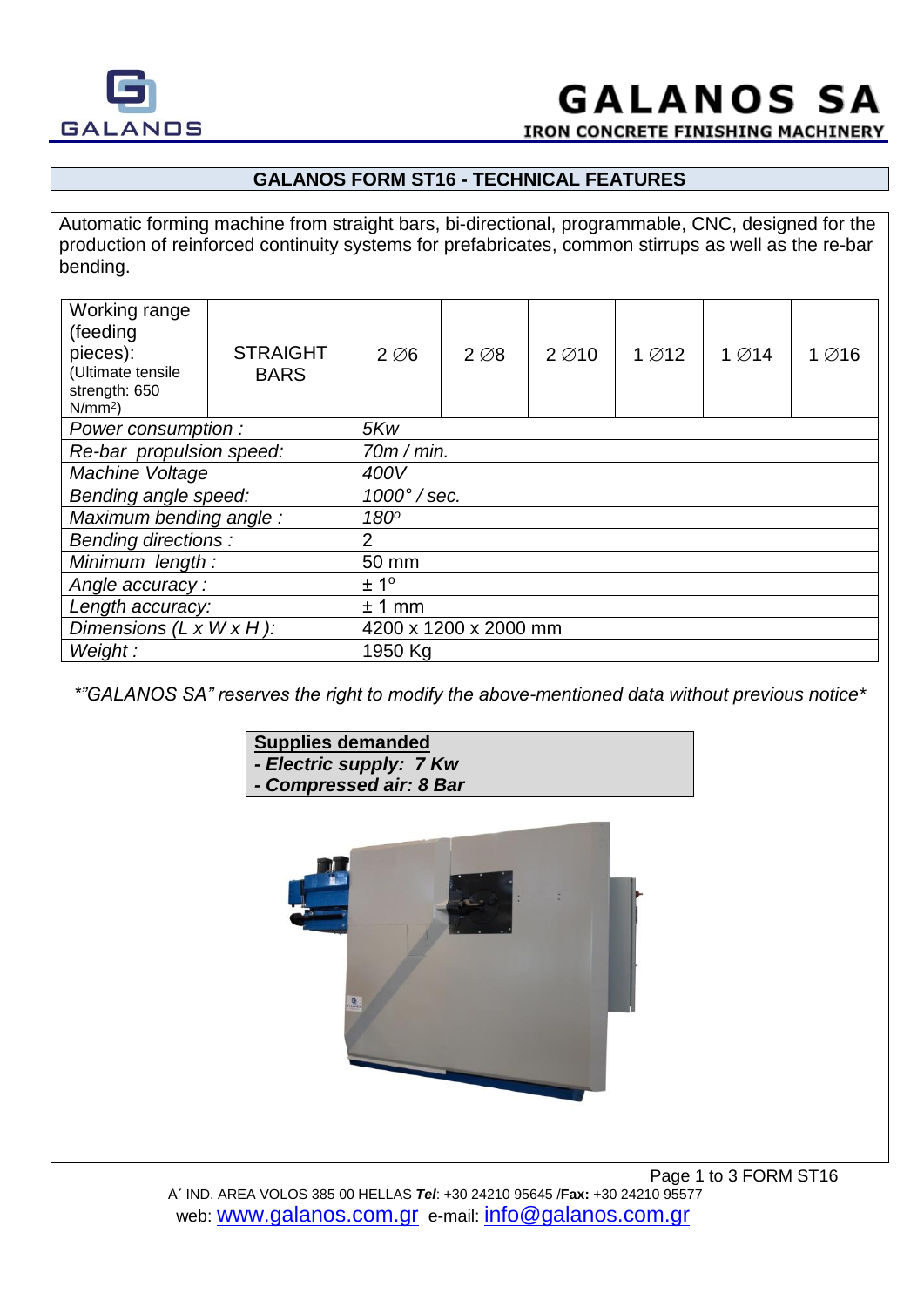# GALANOS SA

**IRON CONCRETE FINISHING MACHINERY**

## GALANOS FORM ST16 - TECHNICAL FEATURES

Automatic forming machine from straight bars, bi-directional, programmable, CNC, designed for the production of reinforced continuity systems for prefabricates, common stirrups as well as the re-bar bending.

| Working range (feeding pieces): (Ultimate tensile strength: 650 N/mm$^2$) | STRAIGHT BARS | 2 ∅6 | 2 ∅8 | 2 ∅10 | 1 ∅12 | 1 ∅14 | 1 ∅16 |
|---|---|---|---|---|---|---|---|
| *Power consumption :* | | *5Kw* | | | | | |
| *Re-bar propulsion speed:* | | *70m / min.* | | | | | |
| *Machine Voltage* | | *400V* | | | | | |
| *Bending angle speed:* | | *1000° / sec.* | | | | | |
| *Maximum bending angle :* | | *180°* | | | | | |
| *Bending directions :* | | 2 | | | | | |
| *Minimum length :* | | 50 mm | | | | | |
| *Angle accuracy :* | | ± 1° | | | | | |
| *Length accuracy:* | | ± 1 mm | | | | | |
| *Dimensions (L x W x H ):* | | 4200 x 1200 x 2000 mm | | | | | |
| *Weight :* | | 1950 Kg | | | | | |

*\*"GALANOS SA" reserves the right to modify the above-mentioned data without previous notice\**

**Supplies demanded**

***- Electric supply: 7 Kw***

***- Compressed air: 8 Bar***

A΄ IND. AREA VOLOS 385 00 HELLAS ***Tel***: +30 24210 95645 /**Fax:** +30 24210 95577

web: www.galanos.com.gr e-mail: info@galanos.com.gr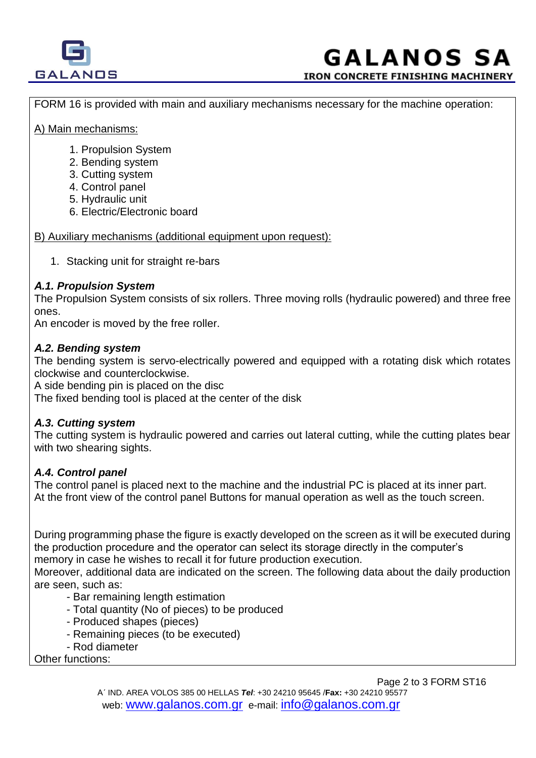FORM 16 is provided with main and auxiliary mechanisms necessary for the machine operation:

A) Main mechanisms:

1. Propulsion System
2. Bending system
3. Cutting system
4. Control panel
5. Hydraulic unit
6. Electric/Electronic board

B) Auxiliary mechanisms (additional equipment upon request):

1. Stacking unit for straight re-bars

### *A.1. Propulsion System*

The Propulsion System consists of six rollers. Three moving rolls (hydraulic powered) and three free ones.
An encoder is moved by the free roller.

### *A.2. Bending system*

The bending system is servo-electrically powered and equipped with a rotating disk which rotates clockwise and counterclockwise.
A side bending pin is placed on the disc
The fixed bending tool is placed at the center of the disk

### *A.3. Cutting system*

The cutting system is hydraulic powered and carries out lateral cutting, while the cutting plates bear with two shearing sights.

### *A.4. Control panel*

The control panel is placed next to the machine and the industrial PC is placed at its inner part.
At the front view of the control panel Buttons for manual operation as well as the touch screen.

During programming phase the figure is exactly developed on the screen as it will be executed during the production procedure and the operator can select its storage directly in the computer's memory in case he wishes to recall it for future production execution.
Moreover, additional data are indicated on the screen. The following data about the daily production are seen, such as:

- Bar remaining length estimation
- Total quantity (No of pieces) to be produced
- Produced shapes (pieces)
- Remaining pieces (to be executed)
- Rod diameter

Other functions: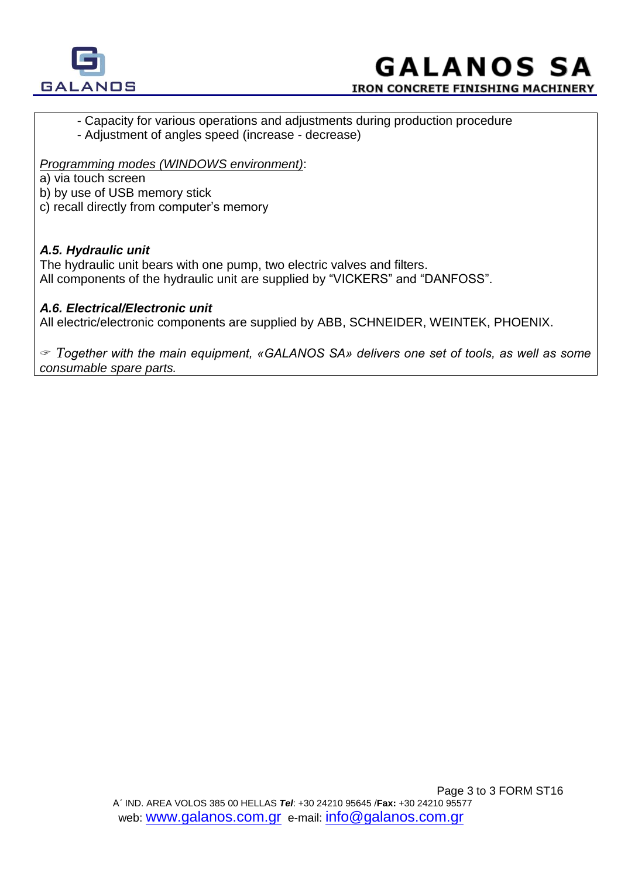- Capacity for various operations and adjustments during production procedure
- Adjustment of angles speed (increase - decrease)

*Programming modes (WINDOWS environment)*:

a) via touch screen
b) by use of USB memory stick
c) recall directly from computer's memory

### *A.5. Hydraulic unit*

The hydraulic unit bears with one pump, two electric valves and filters.
All components of the hydraulic unit are supplied by "VICKERS" and "DANFOSS".

### *A.6. Electrical/Electronic unit*

All electric/electronic components are supplied by ABB, SCHNEIDER, WEINTEK, PHOENIX.

☞ *Together with the main equipment, «GALANOS SA» delivers one set of tools, as well as some consumable spare parts.*